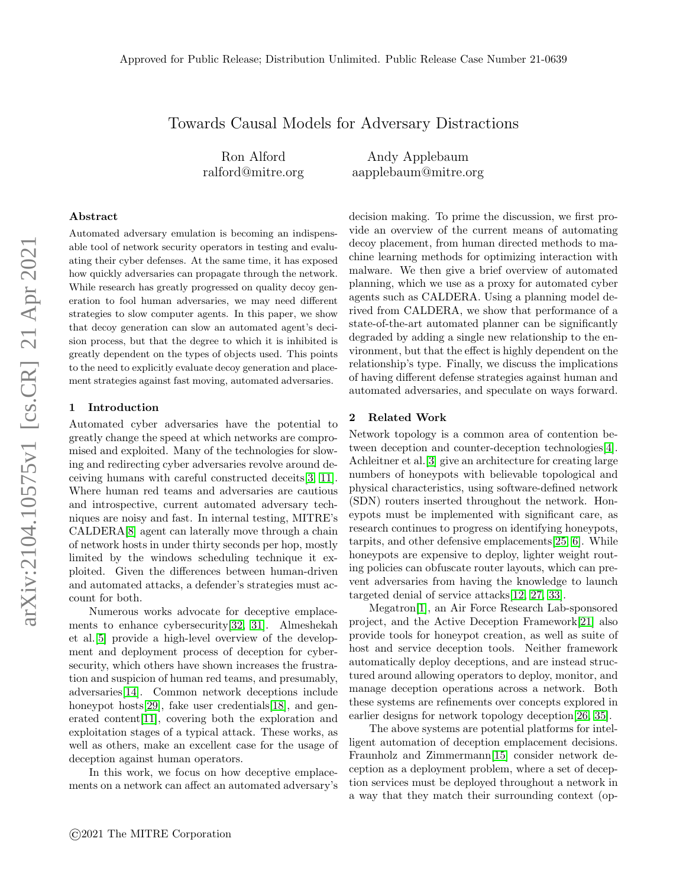Approved for Public Release; Distribution Unlimited. Public Release Case Number 21-0639

# Towards Causal Models for Adversary Distractions

Ron Alford
ralford@mitre.org

Andy Applebaum
aapplebaum@mitre.org

### Abstract

Automated adversary emulation is becoming an indispensable tool of network security operators in testing and evaluating their cyber defenses. At the same time, it has exposed how quickly adversaries can propagate through the network. While research has greatly progressed on quality decoy generation to fool human adversaries, we may need different strategies to slow computer agents. In this paper, we show that decoy generation can slow an automated agent's decision process, but that the degree to which it is inhibited is greatly dependent on the types of objects used. This points to the need to explicitly evaluate decoy generation and placement strategies against fast moving, automated adversaries.

## 1 Introduction

Automated cyber adversaries have the potential to greatly change the speed at which networks are compromised and exploited. Many of the technologies for slowing and redirecting cyber adversaries revolve around deceiving humans with careful constructed deceits[3, 11]. Where human red teams and adversaries are cautious and introspective, current automated adversary techniques are noisy and fast. In internal testing, MITRE's CALDERA[8] agent can laterally move through a chain of network hosts in under thirty seconds per hop, mostly limited by the windows scheduling technique it exploited. Given the differences between human-driven and automated attacks, a defender's strategies must account for both.

Numerous works advocate for deceptive emplacements to enhance cybersecurity[32, 31]. Almeshekah et al.[5] provide a high-level overview of the development and deployment process of deception for cybersecurity, which others have shown increases the frustration and suspicion of human red teams, and presumably, adversaries[14]. Common network deceptions include honeypot hosts[29], fake user credentials[18], and generated content[11], covering both the exploration and exploitation stages of a typical attack. These works, as well as others, make an excellent case for the usage of deception against human operators.

In this work, we focus on how deceptive emplacements on a network can affect an automated adversary's decision making. To prime the discussion, we first provide an overview of the current means of automating decoy placement, from human directed methods to machine learning methods for optimizing interaction with malware. We then give a brief overview of automated planning, which we use as a proxy for automated cyber agents such as CALDERA. Using a planning model derived from CALDERA, we show that performance of a state-of-the-art automated planner can be significantly degraded by adding a single new relationship to the environment, but that the effect is highly dependent on the relationship's type. Finally, we discuss the implications of having different defense strategies against human and automated adversaries, and speculate on ways forward.

## 2 Related Work

Network topology is a common area of contention between deception and counter-deception technologies[4]. Achleitner et al.[3] give an architecture for creating large numbers of honeypots with believable topological and physical characteristics, using software-defined network (SDN) routers inserted throughout the network. Honeypots must be implemented with significant care, as research continues to progress on identifying honeypots, tarpits, and other defensive emplacements[25, 6]. While honeypots are expensive to deploy, lighter weight routing policies can obfuscate router layouts, which can prevent adversaries from having the knowledge to launch targeted denial of service attacks[12, 27, 33].

Megatron[1], an Air Force Research Lab-sponsored project, and the Active Deception Framework[21] also provide tools for honeypot creation, as well as suite of host and service deception tools. Neither framework automatically deploy deceptions, and are instead structured around allowing operators to deploy, monitor, and manage deception operations across a network. Both these systems are refinements over concepts explored in earlier designs for network topology deception[26, 35].

The above systems are potential platforms for intelligent automation of deception emplacement decisions. Fraunholz and Zimmermann[15] consider network deception as a deployment problem, where a set of deception services must be deployed throughout a network in a way that they match their surrounding context (op-

©2021 The MITRE Corporation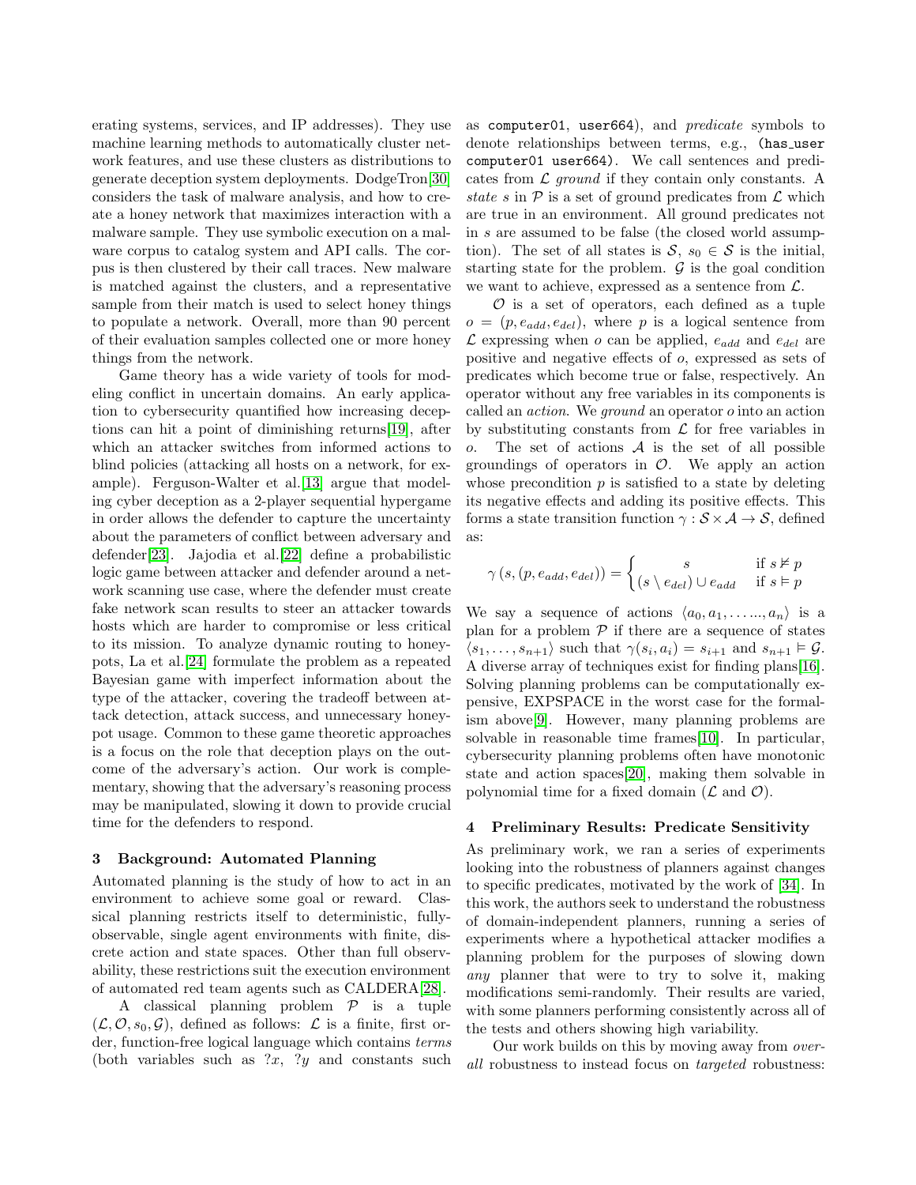erating systems, services, and IP addresses). They use machine learning methods to automatically cluster network features, and use these clusters as distributions to generate deception system deployments. DodgeTron[30] considers the task of malware analysis, and how to create a honey network that maximizes interaction with a malware sample. They use symbolic execution on a malware corpus to catalog system and API calls. The corpus is then clustered by their call traces. New malware is matched against the clusters, and a representative sample from their match is used to select honey things to populate a network. Overall, more than 90 percent of their evaluation samples collected one or more honey things from the network.

Game theory has a wide variety of tools for modeling conflict in uncertain domains. An early application to cybersecurity quantified how increasing deceptions can hit a point of diminishing returns[19], after which an attacker switches from informed actions to blind policies (attacking all hosts on a network, for example). Ferguson-Walter et al.[13] argue that modeling cyber deception as a 2-player sequential hypergame in order allows the defender to capture the uncertainty about the parameters of conflict between adversary and defender[23]. Jajodia et al.[22] define a probabilistic logic game between attacker and defender around a network scanning use case, where the defender must create fake network scan results to steer an attacker towards hosts which are harder to compromise or less critical to its mission. To analyze dynamic routing to honeypots, La et al.[24] formulate the problem as a repeated Bayesian game with imperfect information about the type of the attacker, covering the tradeoff between attack detection, attack success, and unnecessary honeypot usage. Common to these game theoretic approaches is a focus on the role that deception plays on the outcome of the adversary's action. Our work is complementary, showing that the adversary's reasoning process may be manipulated, slowing it down to provide crucial time for the defenders to respond.

## 3 Background: Automated Planning

Automated planning is the study of how to act in an environment to achieve some goal or reward. Classical planning restricts itself to deterministic, fully-observable, single agent environments with finite, discrete action and state spaces. Other than full observability, these restrictions suit the execution environment of automated red team agents such as CALDERA[28].

A classical planning problem $\mathcal{P}$ is a tuple $(\mathcal{L}, \mathcal{O}, s_0, \mathcal{G})$, defined as follows: $\mathcal{L}$ is a finite, first order, function-free logical language which contains *terms* (both variables such as $?x$, $?y$ and constants such as `computer01`, `user664`), and *predicate* symbols to denote relationships between terms, e.g., `(has_user computer01 user664)`. We call sentences and predicates from $\mathcal{L}$ *ground* if they contain only constants. A *state* $s$ in $\mathcal{P}$ is a set of ground predicates from $\mathcal{L}$ which are true in an environment. All ground predicates not in $s$ are assumed to be false (the closed world assumption). The set of all states is $\mathcal{S}$, $s_0 \in \mathcal{S}$ is the initial, starting state for the problem. $\mathcal{G}$ is the goal condition we want to achieve, expressed as a sentence from $\mathcal{L}$.

$\mathcal{O}$ is a set of operators, each defined as a tuple $o = (p, e_{add}, e_{del})$, where $p$ is a logical sentence from $\mathcal{L}$ expressing when $o$ can be applied, $e_{add}$ and $e_{del}$ are positive and negative effects of $o$, expressed as sets of predicates which become true or false, respectively. An operator without any free variables in its components is called an *action*. We *ground* an operator $o$ into an action by substituting constants from $\mathcal{L}$ for free variables in $o$. The set of actions $\mathcal{A}$ is the set of all possible groundings of operators in $\mathcal{O}$. We apply an action whose precondition $p$ is satisfied to a state by deleting its negative effects and adding its positive effects. This forms a state transition function $\gamma : \mathcal{S} \times \mathcal{A} \to \mathcal{S}$, defined as:

$$\gamma\left(s, (p, e_{add}, e_{del})\right) = \begin{cases} s & \text{if } s \nvDash p \\ (s \setminus e_{del}) \cup e_{add} & \text{if } s \vDash p \end{cases}$$

We say a sequence of actions $\langle a_0, a_1, \ldots..., a_n \rangle$ is a plan for a problem $\mathcal{P}$ if there are a sequence of states $\langle s_1, \ldots, s_{n+1} \rangle$ such that $\gamma(s_i, a_i) = s_{i+1}$ and $s_{n+1} \vDash \mathcal{G}$. A diverse array of techniques exist for finding plans[16]. Solving planning problems can be computationally expensive, EXPSPACE in the worst case for the formalism above[9]. However, many planning problems are solvable in reasonable time frames[10]. In particular, cybersecurity planning problems often have monotonic state and action spaces[20], making them solvable in polynomial time for a fixed domain ($\mathcal{L}$ and $\mathcal{O}$).

## 4 Preliminary Results: Predicate Sensitivity

As preliminary work, we ran a series of experiments looking into the robustness of planners against changes to specific predicates, motivated by the work of [34]. In this work, the authors seek to understand the robustness of domain-independent planners, running a series of experiments where a hypothetical attacker modifies a planning problem for the purposes of slowing down *any* planner that were to try to solve it, making modifications semi-randomly. Their results are varied, with some planners performing consistently across all of the tests and others showing high variability.

Our work builds on this by moving away from *overall* robustness to instead focus on *targeted* robustness: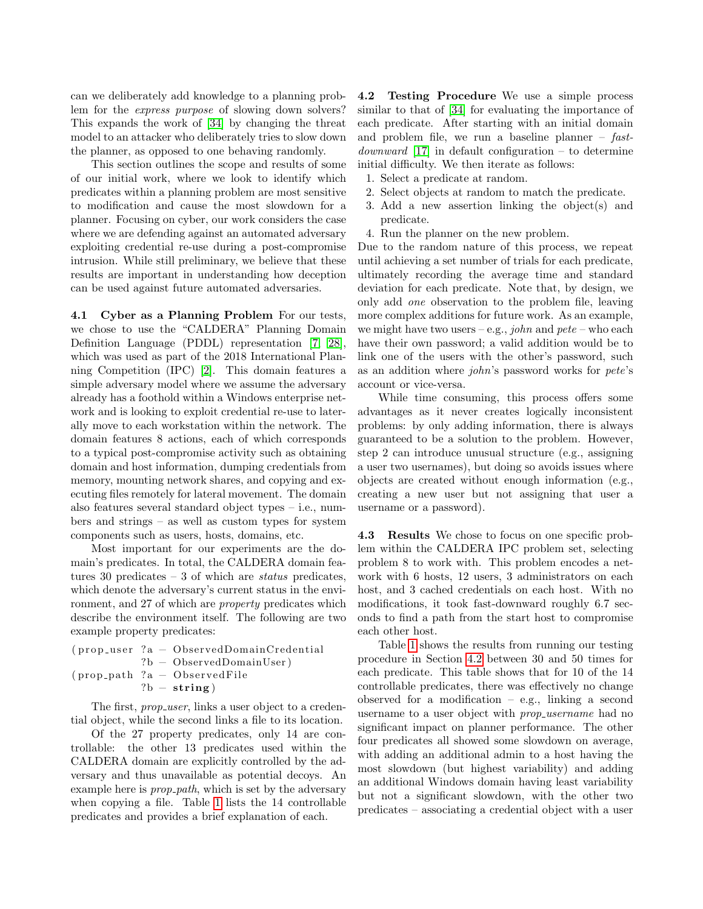can we deliberately add knowledge to a planning problem for the *express purpose* of slowing down solvers? This expands the work of [34] by changing the threat model to an attacker who deliberately tries to slow down the planner, as opposed to one behaving randomly.

This section outlines the scope and results of some of our initial work, where we look to identify which predicates within a planning problem are most sensitive to modification and cause the most slowdown for a planner. Focusing on cyber, our work considers the case where we are defending against an automated adversary exploiting credential re-use during a post-compromise intrusion. While still preliminary, we believe that these results are important in understanding how deception can be used against future automated adversaries.

**4.1 Cyber as a Planning Problem** For our tests, we chose to use the "CALDERA" Planning Domain Definition Language (PDDL) representation [7] [28], which was used as part of the 2018 International Planning Competition (IPC) [2]. This domain features a simple adversary model where we assume the adversary already has a foothold within a Windows enterprise network and is looking to exploit credential re-use to laterally move to each workstation within the network. The domain features 8 actions, each of which corresponds to a typical post-compromise activity such as obtaining domain and host information, dumping credentials from memory, mounting network shares, and copying and executing files remotely for lateral movement. The domain also features several standard object types – i.e., numbers and strings – as well as custom types for system components such as users, hosts, domains, etc.

Most important for our experiments are the domain's predicates. In total, the CALDERA domain features 30 predicates – 3 of which are *status* predicates, which denote the adversary's current status in the environment, and 27 of which are *property* predicates which describe the environment itself. The following are two example property predicates:

```
(prop_user ?a - ObservedDomainCredential
           ?b - ObservedDomainUser)
(prop_path ?a - ObservedFile
           ?b - string)
```

The first, *prop_user*, links a user object to a credential object, while the second links a file to its location.

Of the 27 property predicates, only 14 are controllable: the other 13 predicates used within the CALDERA domain are explicitly controlled by the adversary and thus unavailable as potential decoys. An example here is *prop_path*, which is set by the adversary when copying a file. Table 1 lists the 14 controllable predicates and provides a brief explanation of each.

**4.2 Testing Procedure** We use a simple process similar to that of [34] for evaluating the importance of each predicate. After starting with an initial domain and problem file, we run a baseline planner – *fast-downward* [17] in default configuration – to determine initial difficulty. We then iterate as follows:

1. Select a predicate at random.
2. Select objects at random to match the predicate.
3. Add a new assertion linking the object(s) and predicate.
4. Run the planner on the new problem.

Due to the random nature of this process, we repeat until achieving a set number of trials for each predicate, ultimately recording the average time and standard deviation for each predicate. Note that, by design, we only add *one* observation to the problem file, leaving more complex additions for future work. As an example, we might have two users – e.g., *john* and *pete* – who each have their own password; a valid addition would be to link one of the users with the other's password, such as an addition where *john*'s password works for *pete*'s account or vice-versa.

While time consuming, this process offers some advantages as it never creates logically inconsistent problems: by only adding information, there is always guaranteed to be a solution to the problem. However, step 2 can introduce unusual structure (e.g., assigning a user two usernames), but doing so avoids issues where objects are created without enough information (e.g., creating a new user but not assigning that user a username or a password).

**4.3 Results** We chose to focus on one specific problem within the CALDERA IPC problem set, selecting problem 8 to work with. This problem encodes a network with 6 hosts, 12 users, 3 administrators on each host, and 3 cached credentials on each host. With no modifications, it took fast-downward roughly 6.7 seconds to find a path from the start host to compromise each other host.

Table 1 shows the results from running our testing procedure in Section 4.2 between 30 and 50 times for each predicate. This table shows that for 10 of the 14 controllable predicates, there was effectively no change observed for a modification – e.g., linking a second username to a user object with *prop_username* had no significant impact on planner performance. The other four predicates all showed some slowdown on average, with adding an additional admin to a host having the most slowdown (but highest variability) and adding an additional Windows domain having least variability but not a significant slowdown, with the other two predicates – associating a credential object with a user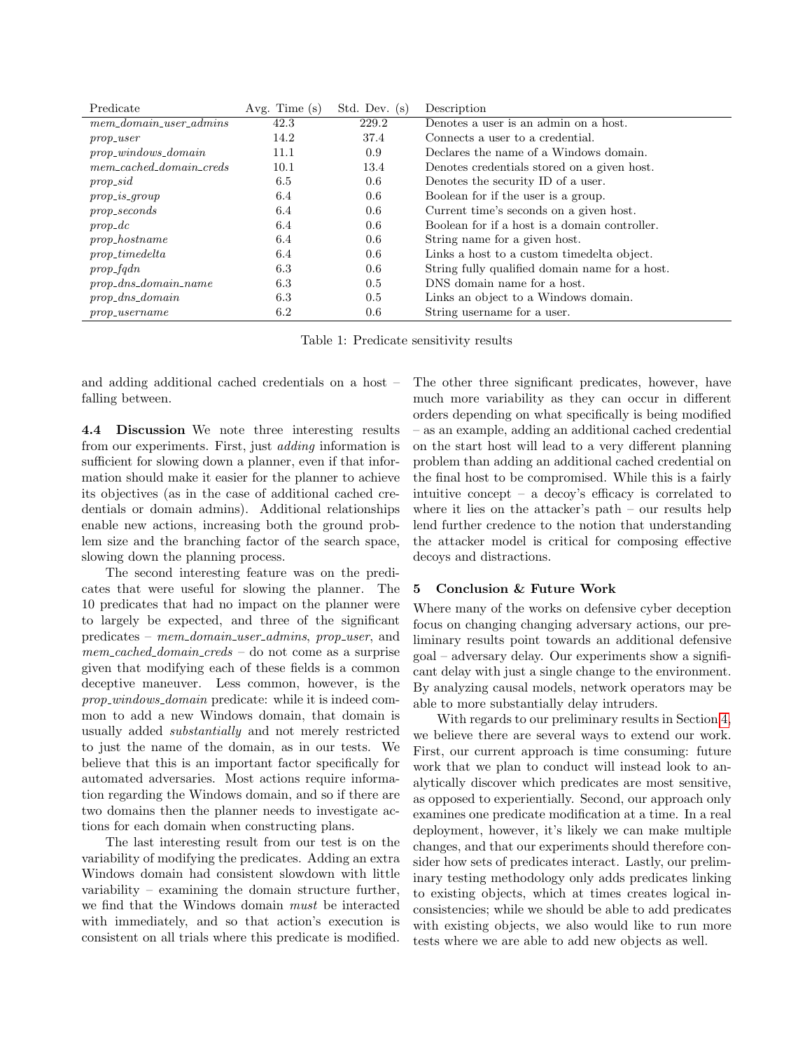| Predicate | Avg. Time (s) | Std. Dev. (s) | Description |
|---|---|---|---|
| *mem_domain_user_admins* | 42.3 | 229.2 | Denotes a user is an admin on a host. |
| *prop_user* | 14.2 | 37.4 | Connects a user to a credential. |
| *prop_windows_domain* | 11.1 | 0.9 | Declares the name of a Windows domain. |
| *mem_cached_domain_creds* | 10.1 | 13.4 | Denotes credentials stored on a given host. |
| *prop_sid* | 6.5 | 0.6 | Denotes the security ID of a user. |
| *prop_is_group* | 6.4 | 0.6 | Boolean for if the user is a group. |
| *prop_seconds* | 6.4 | 0.6 | Current time's seconds on a given host. |
| *prop_dc* | 6.4 | 0.6 | Boolean for if a host is a domain controller. |
| *prop_hostname* | 6.4 | 0.6 | String name for a given host. |
| *prop_timedelta* | 6.4 | 0.6 | Links a host to a custom timedelta object. |
| *prop_fqdn* | 6.3 | 0.6 | String fully qualified domain name for a host. |
| *prop_dns_domain_name* | 6.3 | 0.5 | DNS domain name for a host. |
| *prop_dns_domain* | 6.3 | 0.5 | Links an object to a Windows domain. |
| *prop_username* | 6.2 | 0.6 | String username for a user. |

Table 1: Predicate sensitivity results

and adding additional cached credentials on a host – falling between.

**4.4 Discussion** We note three interesting results from our experiments. First, just *adding* information is sufficient for slowing down a planner, even if that information should make it easier for the planner to achieve its objectives (as in the case of additional cached credentials or domain admins). Additional relationships enable new actions, increasing both the ground problem size and the branching factor of the search space, slowing down the planning process.

The second interesting feature was on the predicates that were useful for slowing the planner. The 10 predicates that had no impact on the planner were to largely be expected, and three of the significant predicates – *mem_domain_user_admins*, *prop_user*, and *mem_cached_domain_creds* – do not come as a surprise given that modifying each of these fields is a common deceptive maneuver. Less common, however, is the *prop_windows_domain* predicate: while it is indeed common to add a new Windows domain, that domain is usually added *substantially* and not merely restricted to just the name of the domain, as in our tests. We believe that this is an important factor specifically for automated adversaries. Most actions require information regarding the Windows domain, and so if there are two domains then the planner needs to investigate actions for each domain when constructing plans.

The last interesting result from our test is on the variability of modifying the predicates. Adding an extra Windows domain had consistent slowdown with little variability – examining the domain structure further, we find that the Windows domain *must* be interacted with immediately, and so that action's execution is consistent on all trials where this predicate is modified. The other three significant predicates, however, have much more variability as they can occur in different orders depending on what specifically is being modified – as an example, adding an additional cached credential on the start host will lead to a very different planning problem than adding an additional cached credential on the final host to be compromised. While this is a fairly intuitive concept – a decoy's efficacy is correlated to where it lies on the attacker's path – our results help lend further credence to the notion that understanding the attacker model is critical for composing effective decoys and distractions.

## 5 Conclusion & Future Work

Where many of the works on defensive cyber deception focus on changing changing adversary actions, our preliminary results point towards an additional defensive goal – adversary delay. Our experiments show a significant delay with just a single change to the environment. By analyzing causal models, network operators may be able to more substantially delay intruders.

With regards to our preliminary results in Section 4, we believe there are several ways to extend our work. First, our current approach is time consuming: future work that we plan to conduct will instead look to analytically discover which predicates are most sensitive, as opposed to experientially. Second, our approach only examines one predicate modification at a time. In a real deployment, however, it's likely we can make multiple changes, and that our experiments should therefore consider how sets of predicates interact. Lastly, our preliminary testing methodology only adds predicates linking to existing objects, which at times creates logical inconsistencies; while we should be able to add predicates with existing objects, we also would like to run more tests where we are able to add new objects as well.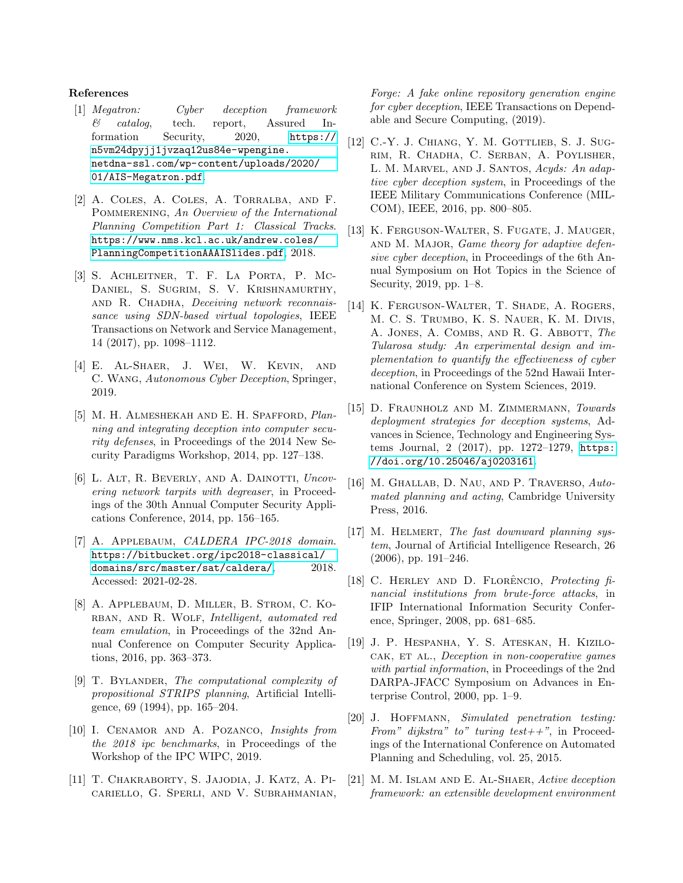## References

[1] *Megatron: Cyber deception framework & catalog*, tech. report, Assured Information Security, 2020, https://n5vm24dpyjj1jvzaq12us84e-wpengine.netdna-ssl.com/wp-content/uploads/2020/01/AIS-Megatron.pdf.

[2] A. Coles, A. Coles, A. Torralba, and F. Pommerening, *An Overview of the International Planning Competition Part 1: Classical Tracks*. https://www.nms.kcl.ac.uk/andrew.coles/PlanningCompetitionAAAISlides.pdf, 2018.

[3] S. Achleitner, T. F. La Porta, P. McDaniel, S. Sugrim, S. V. Krishnamurthy, and R. Chadha, *Deceiving network reconnaissance using SDN-based virtual topologies*, IEEE Transactions on Network and Service Management, 14 (2017), pp. 1098–1112.

[4] E. Al-Shaer, J. Wei, W. Kevin, and C. Wang, *Autonomous Cyber Deception*, Springer, 2019.

[5] M. H. Almeshekah and E. H. Spafford, *Planning and integrating deception into computer security defenses*, in Proceedings of the 2014 New Security Paradigms Workshop, 2014, pp. 127–138.

[6] L. Alt, R. Beverly, and A. Dainotti, *Uncovering network tarpits with degreaser*, in Proceedings of the 30th Annual Computer Security Applications Conference, 2014, pp. 156–165.

[7] A. Applebaum, *CALDERA IPC-2018 domain*. https://bitbucket.org/ipc2018-classical/domains/src/master/sat/caldera/, 2018. Accessed: 2021-02-28.

[8] A. Applebaum, D. Miller, B. Strom, C. Korban, and R. Wolf, *Intelligent, automated red team emulation*, in Proceedings of the 32nd Annual Conference on Computer Security Applications, 2016, pp. 363–373.

[9] T. Bylander, *The computational complexity of propositional STRIPS planning*, Artificial Intelligence, 69 (1994), pp. 165–204.

[10] I. Cenamor and A. Pozanco, *Insights from the 2018 ipc benchmarks*, in Proceedings of the Workshop of the IPC WIPC, 2019.

[11] T. Chakraborty, S. Jajodia, J. Katz, A. Picariello, G. Sperli, and V. Subrahmanian, *Forge: A fake online repository generation engine for cyber deception*, IEEE Transactions on Dependable and Secure Computing, (2019).

[12] C.-Y. J. Chiang, Y. M. Gottlieb, S. J. Sugrim, R. Chadha, C. Serban, A. Poylisher, L. M. Marvel, and J. Santos, *Acyds: An adaptive cyber deception system*, in Proceedings of the IEEE Military Communications Conference (MILCOM), IEEE, 2016, pp. 800–805.

[13] K. Ferguson-Walter, S. Fugate, J. Mauger, and M. Major, *Game theory for adaptive defensive cyber deception*, in Proceedings of the 6th Annual Symposium on Hot Topics in the Science of Security, 2019, pp. 1–8.

[14] K. Ferguson-Walter, T. Shade, A. Rogers, M. C. S. Trumbo, K. S. Nauer, K. M. Divis, A. Jones, A. Combs, and R. G. Abbott, *The Tularosa study: An experimental design and implementation to quantify the effectiveness of cyber deception*, in Proceedings of the 52nd Hawaii International Conference on System Sciences, 2019.

[15] D. Fraunholz and M. Zimmermann, *Towards deployment strategies for deception systems*, Advances in Science, Technology and Engineering Systems Journal, 2 (2017), pp. 1272–1279, https://doi.org/10.25046/aj0203161.

[16] M. Ghallab, D. Nau, and P. Traverso, *Automated planning and acting*, Cambridge University Press, 2016.

[17] M. Helmert, *The fast downward planning system*, Journal of Artificial Intelligence Research, 26 (2006), pp. 191–246.

[18] C. Herley and D. Florêncio, *Protecting financial institutions from brute-force attacks*, in IFIP International Information Security Conference, Springer, 2008, pp. 681–685.

[19] J. P. Hespanha, Y. S. Ateskan, H. Kizilocak, et al., *Deception in non-cooperative games with partial information*, in Proceedings of the 2nd DARPA-JFACC Symposium on Advances in Enterprise Control, 2000, pp. 1–9.

[20] J. Hoffmann, *Simulated penetration testing: From" dijkstra" to" turing test++"*, in Proceedings of the International Conference on Automated Planning and Scheduling, vol. 25, 2015.

[21] M. M. Islam and E. Al-Shaer, *Active deception framework: an extensible development environment*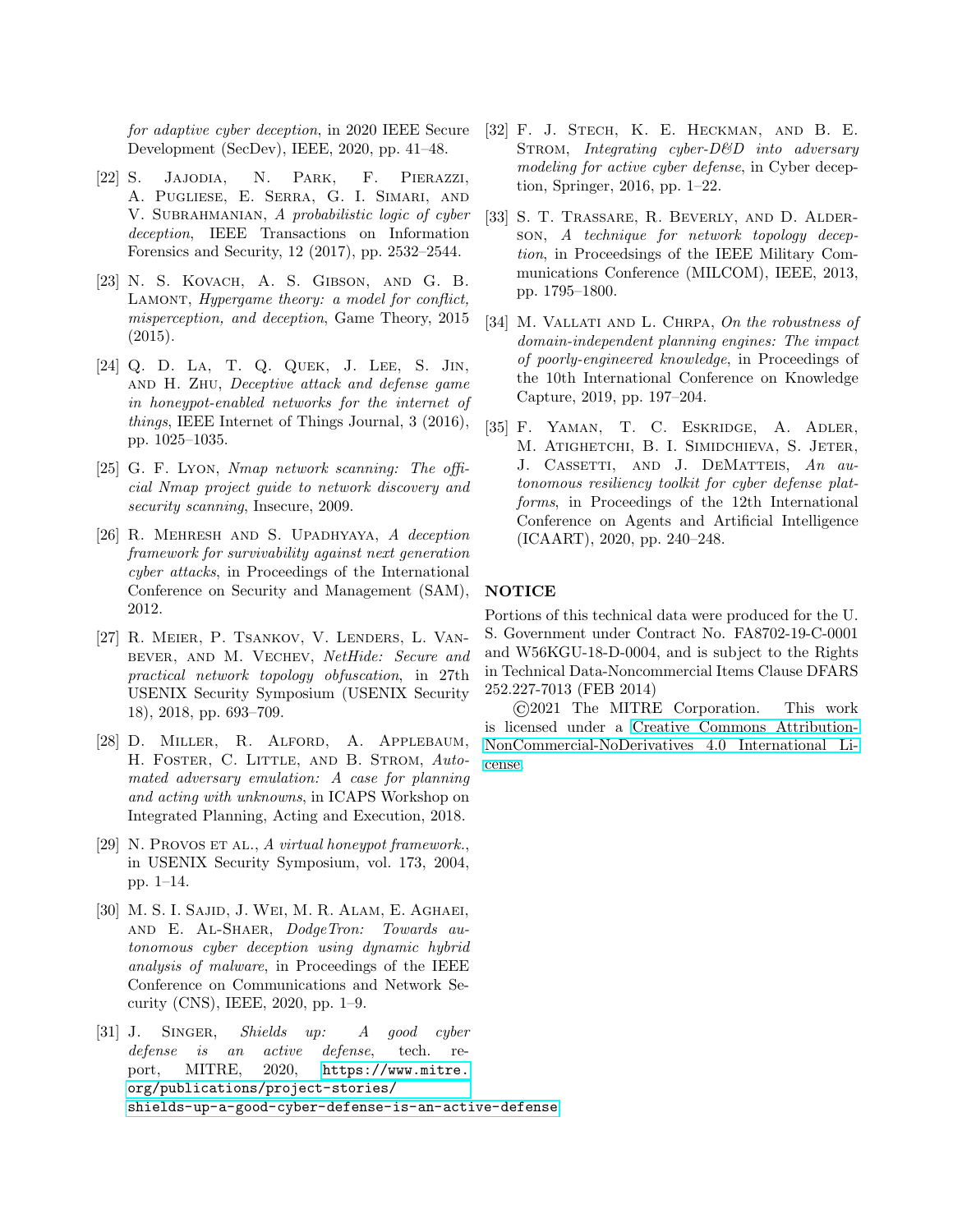*for adaptive cyber deception*, in 2020 IEEE Secure Development (SecDev), IEEE, 2020, pp. 41–48.

[22] S. Jajodia, N. Park, F. Pierazzi, A. Pugliese, E. Serra, G. I. Simari, and V. Subrahmanian, *A probabilistic logic of cyber deception*, IEEE Transactions on Information Forensics and Security, 12 (2017), pp. 2532–2544.

[23] N. S. Kovach, A. S. Gibson, and G. B. Lamont, *Hypergame theory: a model for conflict, misperception, and deception*, Game Theory, 2015 (2015).

[24] Q. D. La, T. Q. Quek, J. Lee, S. Jin, and H. Zhu, *Deceptive attack and defense game in honeypot-enabled networks for the internet of things*, IEEE Internet of Things Journal, 3 (2016), pp. 1025–1035.

[25] G. F. Lyon, *Nmap network scanning: The official Nmap project guide to network discovery and security scanning*, Insecure, 2009.

[26] R. Mehresh and S. Upadhyaya, *A deception framework for survivability against next generation cyber attacks*, in Proceedings of the International Conference on Security and Management (SAM), 2012.

[27] R. Meier, P. Tsankov, V. Lenders, L. Vanbever, and M. Vechev, *NetHide: Secure and practical network topology obfuscation*, in 27th USENIX Security Symposium (USENIX Security 18), 2018, pp. 693–709.

[28] D. Miller, R. Alford, A. Applebaum, H. Foster, C. Little, and B. Strom, *Automated adversary emulation: A case for planning and acting with unknowns*, in ICAPS Workshop on Integrated Planning, Acting and Execution, 2018.

[29] N. Provos et al., *A virtual honeypot framework.*, in USENIX Security Symposium, vol. 173, 2004, pp. 1–14.

[30] M. S. I. Sajid, J. Wei, M. R. Alam, E. Aghaei, and E. Al-Shaer, *DodgeTron: Towards autonomous cyber deception using dynamic hybrid analysis of malware*, in Proceedings of the IEEE Conference on Communications and Network Security (CNS), IEEE, 2020, pp. 1–9.

[31] J. Singer, *Shields up: A good cyber defense is an active defense*, tech. report, MITRE, 2020, https://www.mitre.org/publications/project-stories/shields-up-a-good-cyber-defense-is-an-active-defense.

[32] F. J. Stech, K. E. Heckman, and B. E. Strom, *Integrating cyber-D&D into adversary modeling for active cyber defense*, in Cyber deception, Springer, 2016, pp. 1–22.

[33] S. T. Trassare, R. Beverly, and D. Alderson, *A technique for network topology deception*, in Proceedsings of the IEEE Military Communications Conference (MILCOM), IEEE, 2013, pp. 1795–1800.

[34] M. Vallati and L. Chrpa, *On the robustness of domain-independent planning engines: The impact of poorly-engineered knowledge*, in Proceedings of the 10th International Conference on Knowledge Capture, 2019, pp. 197–204.

[35] F. Yaman, T. C. Eskridge, A. Adler, M. Atighetchi, B. I. Simidchieva, S. Jeter, J. Cassetti, and J. DeMatteis, *An autonomous resiliency toolkit for cyber defense platforms*, in Proceedings of the 12th International Conference on Agents and Artificial Intelligence (ICAART), 2020, pp. 240–248.

## NOTICE

Portions of this technical data were produced for the U. S. Government under Contract No. FA8702-19-C-0001 and W56KGU-18-D-0004, and is subject to the Rights in Technical Data-Noncommercial Items Clause DFARS 252.227-7013 (FEB 2014)

©2021 The MITRE Corporation. This work is licensed under a Creative Commons Attribution-NonCommercial-NoDerivatives 4.0 International License.